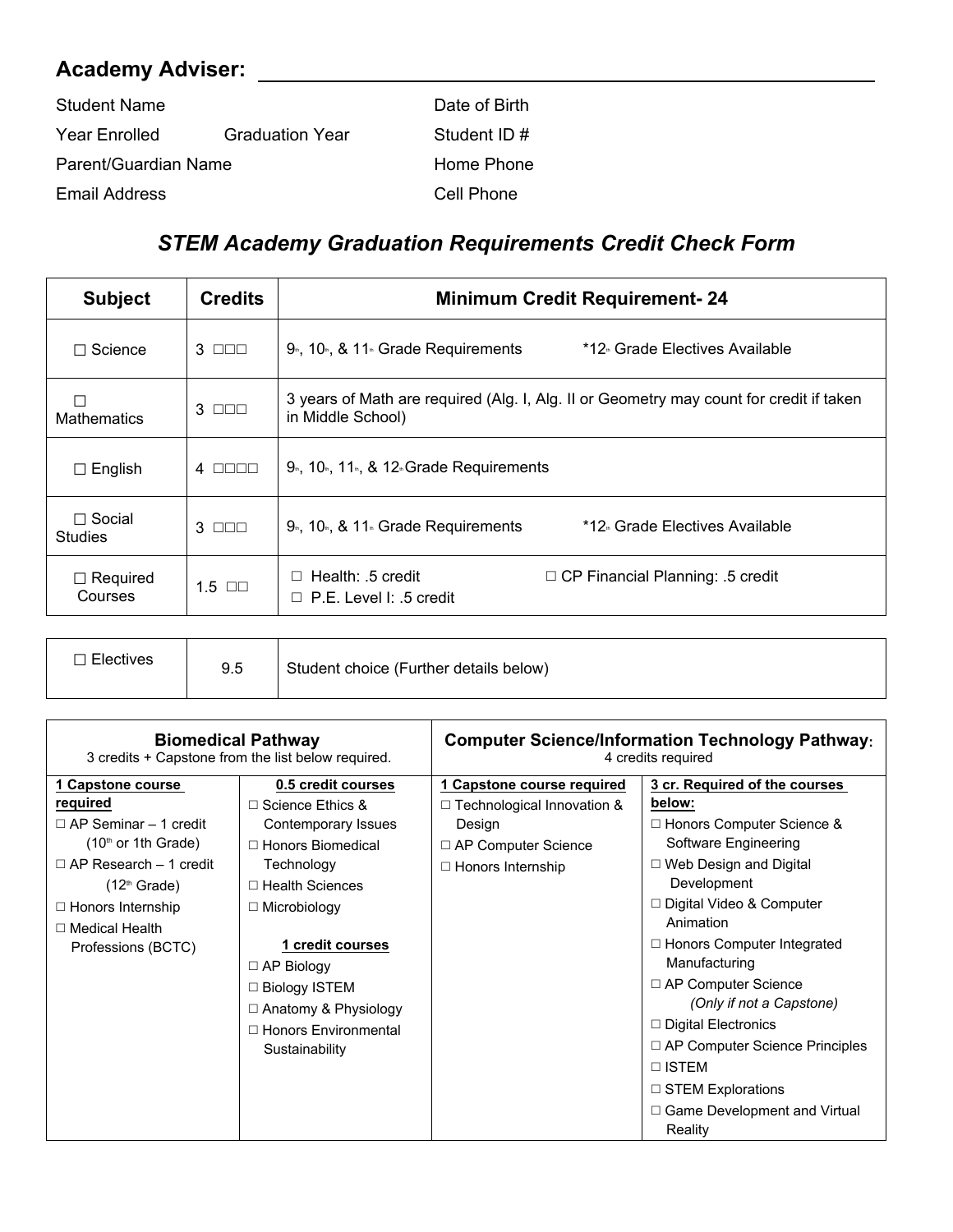**Academy Adviser:** ______________________________

Student Name | Date of Birth
Year Enrolled | Graduation Year | Student ID #
Parent/Guardian Name | Home Phone
Email Address | Cell Phone

## *STEM Academy Graduation Requirements Credit Check Form*

| Subject | Credits | Minimum Credit Requirement- 24 |
|---|---|---|
| ☐ Science | 3 ☐☐☐ | 9th, 10th, & 11th Grade Requirements *12th Grade Electives Available |
| ☐ Mathematics | 3 ☐☐☐ | 3 years of Math are required (Alg. I, Alg. II or Geometry may count for credit if taken in Middle School) |
| ☐ English | 4 ☐☐☐☐ | 9th, 10th, 11th, & 12th Grade Requirements |
| ☐ Social Studies | 3 ☐☐☐ | 9th, 10th, & 11th Grade Requirements *12th Grade Electives Available |
| ☐ Required Courses | 1.5 ☐☐ | ☐ Health: .5 credit ☐ CP Financial Planning: .5 credit ☐ P.E. Level I: .5 credit |

| ☐ Electives | 9.5 | Student choice (Further details below) |
|---|---|---|

| **Biomedical Pathway** 3 credits + Capstone from the list below required. | | **Computer Science/Information Technology Pathway:** 4 credits required | |
|---|---|---|---|
| **1 Capstone course required** | **0.5 credit courses** | **1 Capstone course required** | **3 cr. Required of the courses below:** |
| ☐ AP Seminar – 1 credit (10th or 1th Grade) | ☐ Science Ethics & Contemporary Issues | ☐ Technological Innovation & Design | ☐ Honors Computer Science & Software Engineering |
| ☐ AP Research – 1 credit (12th Grade) | ☐ Honors Biomedical Technology | ☐ AP Computer Science | ☐ Web Design and Digital Development |
| ☐ Honors Internship | ☐ Health Sciences | ☐ Honors Internship | ☐ Digital Video & Computer Animation |
| ☐ Medical Health Professions (BCTC) | ☐ Microbiology | | ☐ Honors Computer Integrated Manufacturing |
| | **1 credit courses** | | ☐ AP Computer Science *(Only if not a Capstone)* |
| | ☐ AP Biology | | ☐ Digital Electronics |
| | ☐ Biology ISTEM | | ☐ AP Computer Science Principles |
| | ☐ Anatomy & Physiology | | ☐ ISTEM |
| | ☐ Honors Environmental Sustainability | | ☐ STEM Explorations |
| | | | ☐ Game Development and Virtual Reality |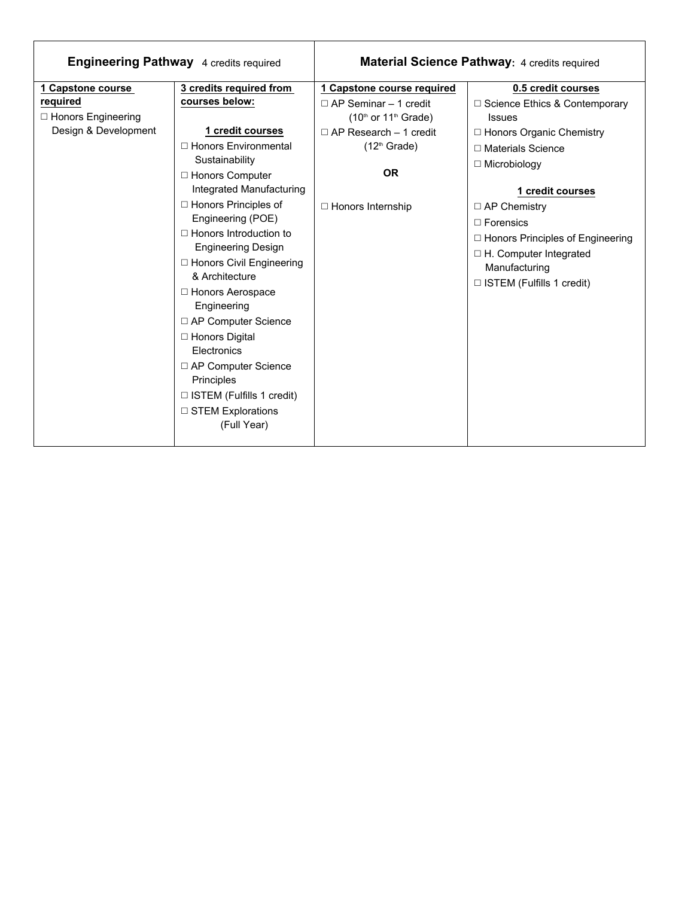| **Engineering Pathway** 4 credits required | | **Material Science Pathway:** 4 credits required | |
|---|---|---|---|
| **1 Capstone course required**<br>☐ Honors Engineering Design & Development | **3 credits required from courses below:**<br><br>**1 credit courses**<br>☐ Honors Environmental Sustainability<br>☐ Honors Computer Integrated Manufacturing<br>☐ Honors Principles of Engineering (POE)<br>☐ Honors Introduction to Engineering Design<br>☐ Honors Civil Engineering & Architecture<br>☐ Honors Aerospace Engineering<br>☐ AP Computer Science<br>☐ Honors Digital Electronics<br>☐ AP Computer Science Principles<br>☐ ISTEM (Fulfills 1 credit)<br>☐ STEM Explorations (Full Year) | **1 Capstone course required**<br>☐ AP Seminar – 1 credit (10th or 11th Grade)<br>☐ AP Research – 1 credit (12th Grade)<br><br>**OR**<br><br>☐ Honors Internship | **0.5 credit courses**<br>☐ Science Ethics & Contemporary Issues<br>☐ Honors Organic Chemistry<br>☐ Materials Science<br>☐ Microbiology<br><br>**1 credit courses**<br>☐ AP Chemistry<br>☐ Forensics<br>☐ Honors Principles of Engineering<br>☐ H. Computer Integrated Manufacturing<br>☐ ISTEM (Fulfills 1 credit) |